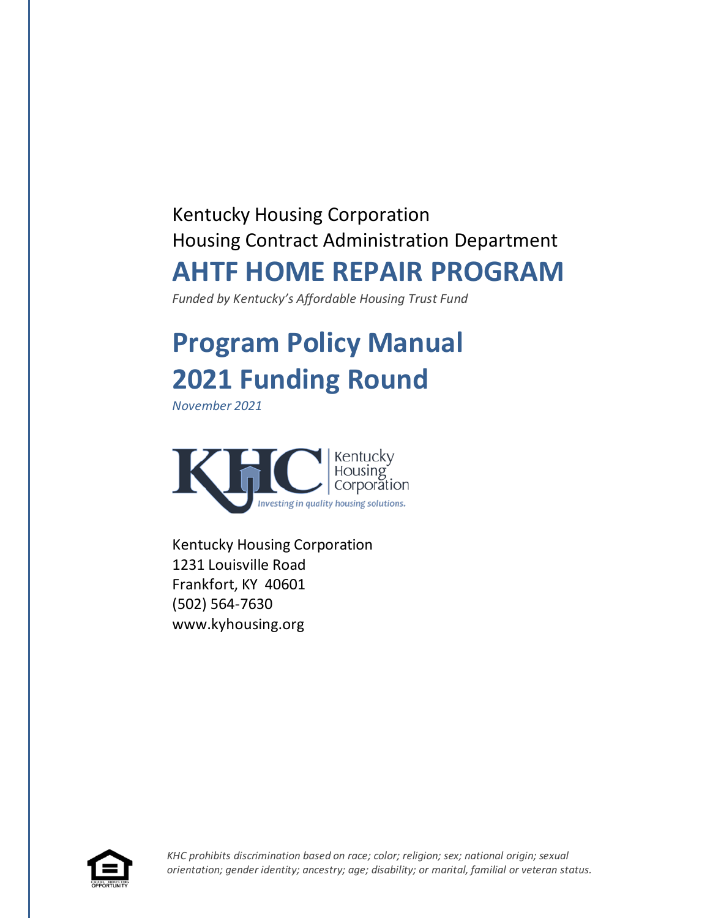Kentucky Housing Corporation

Housing Contract Administration Department

# AHTF HOME REPAIR PROGRAM

*Funded by Kentucky's Affordable Housing Trust Fund*

# Program Policy Manual
# 2021 Funding Round

*November 2021*

Kentucky Housing Corporation

*Investing in quality housing solutions.*

Kentucky Housing Corporation
1231 Louisville Road
Frankfort, KY 40601
(502) 564-7630
www.kyhousing.org

*KHC prohibits discrimination based on race; color; religion; sex; national origin; sexual orientation; gender identity; ancestry; age; disability; or marital, familial or veteran status.*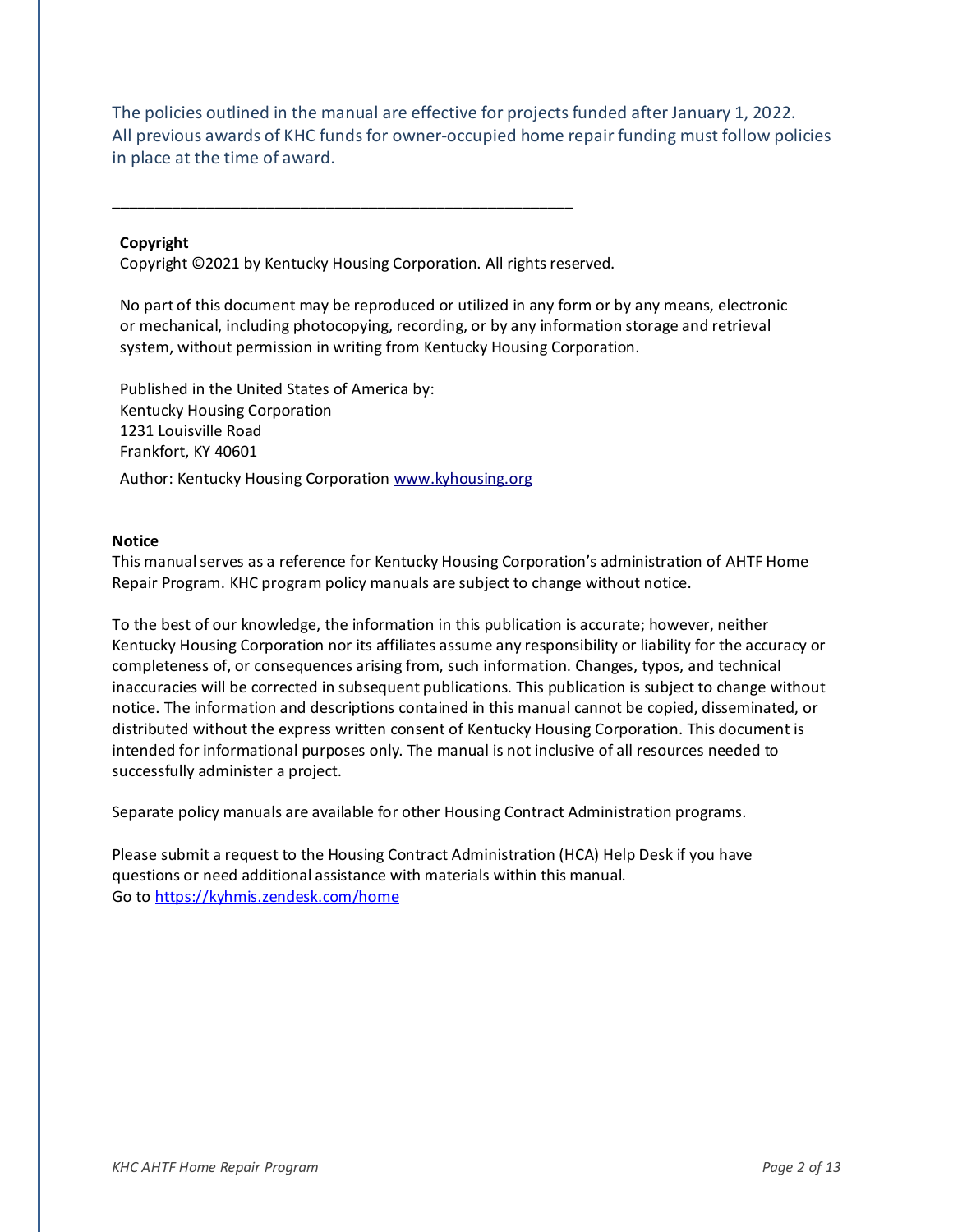The policies outlined in the manual are effective for projects funded after January 1, 2022. All previous awards of KHC funds for owner-occupied home repair funding must follow policies in place at the time of award.

---

**Copyright**

Copyright ©2021 by Kentucky Housing Corporation. All rights reserved.

No part of this document may be reproduced or utilized in any form or by any means, electronic or mechanical, including photocopying, recording, or by any information storage and retrieval system, without permission in writing from Kentucky Housing Corporation.

Published in the United States of America by:
Kentucky Housing Corporation
1231 Louisville Road
Frankfort, KY 40601

Author: Kentucky Housing Corporation [www.kyhousing.org](http://www.kyhousing.org)

**Notice**

This manual serves as a reference for Kentucky Housing Corporation's administration of AHTF Home Repair Program. KHC program policy manuals are subject to change without notice.

To the best of our knowledge, the information in this publication is accurate; however, neither Kentucky Housing Corporation nor its affiliates assume any responsibility or liability for the accuracy or completeness of, or consequences arising from, such information. Changes, typos, and technical inaccuracies will be corrected in subsequent publications. This publication is subject to change without notice. The information and descriptions contained in this manual cannot be copied, disseminated, or distributed without the express written consent of Kentucky Housing Corporation. This document is intended for informational purposes only. The manual is not inclusive of all resources needed to successfully administer a project.

Separate policy manuals are available for other Housing Contract Administration programs.

Please submit a request to the Housing Contract Administration (HCA) Help Desk if you have questions or need additional assistance with materials within this manual.
Go to [https://kyhmis.zendesk.com/home](https://kyhmis.zendesk.com/home)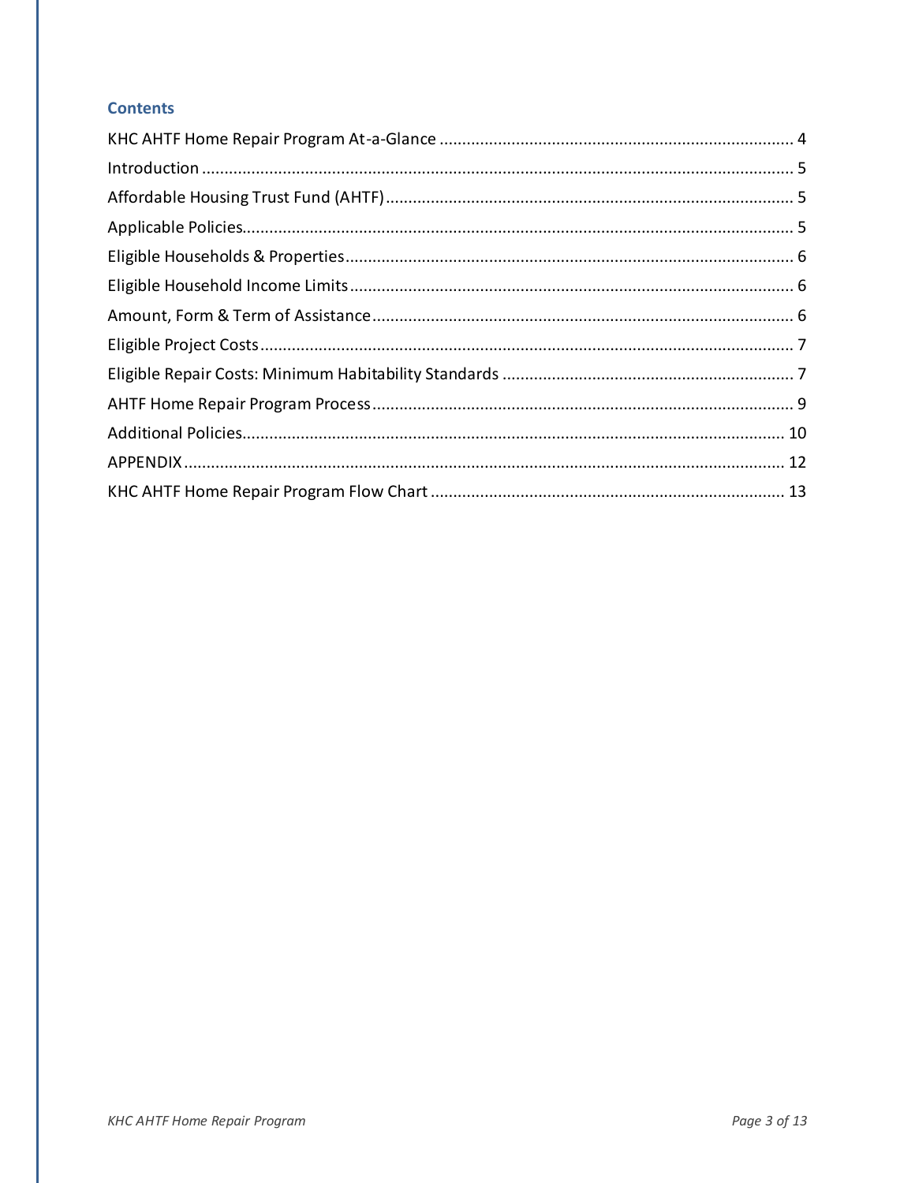## Contents

KHC AHTF Home Repair Program At-a-Glance ............................................................................... 4
Introduction .................................................................................................................................. 5
Affordable Housing Trust Fund (AHTF) ......................................................................................... 5
Applicable Policies......................................................................................................................... 5
Eligible Households & Properties .................................................................................................. 6
Eligible Household Income Limits ................................................................................................. 6
Amount, Form & Term of Assistance ............................................................................................ 6
Eligible Project Costs ..................................................................................................................... 7
Eligible Repair Costs: Minimum Habitability Standards ................................................................ 7
AHTF Home Repair Program Process ............................................................................................ 9
Additional Policies........................................................................................................................ 10
APPENDIX .................................................................................................................................... 12
KHC AHTF Home Repair Program Flow Chart .............................................................................. 13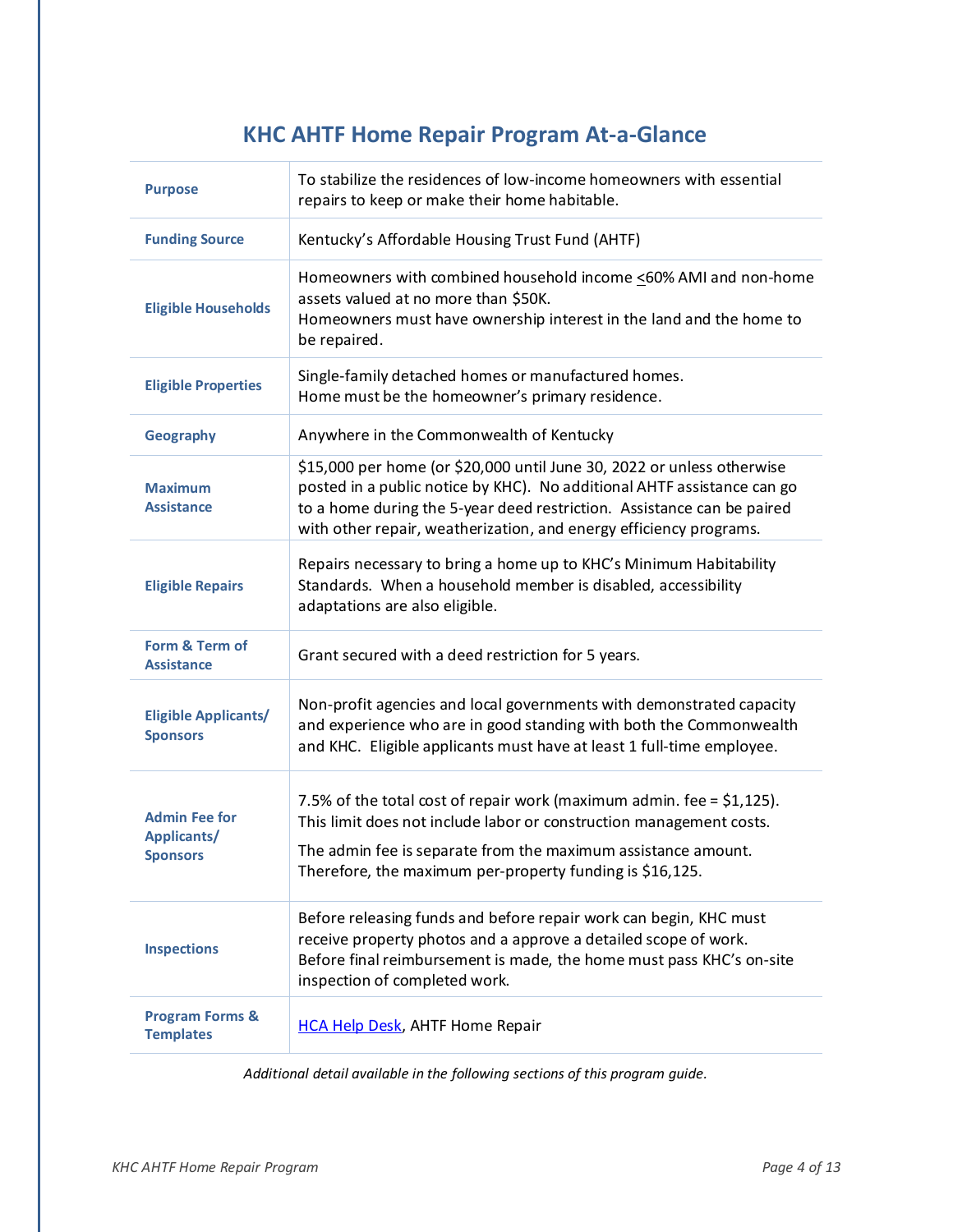# KHC AHTF Home Repair Program At-a-Glance

| | |
|---|---|
| **Purpose** | To stabilize the residences of low-income homeowners with essential repairs to keep or make their home habitable. |
| **Funding Source** | Kentucky's Affordable Housing Trust Fund (AHTF) |
| **Eligible Households** | Homeowners with combined household income ≤60% AMI and non-home assets valued at no more than $50K.<br>Homeowners must have ownership interest in the land and the home to be repaired. |
| **Eligible Properties** | Single-family detached homes or manufactured homes.<br>Home must be the homeowner's primary residence. |
| **Geography** | Anywhere in the Commonwealth of Kentucky |
| **Maximum Assistance** | $15,000 per home (or $20,000 until June 30, 2022 or unless otherwise posted in a public notice by KHC). No additional AHTF assistance can go to a home during the 5-year deed restriction. Assistance can be paired with other repair, weatherization, and energy efficiency programs. |
| **Eligible Repairs** | Repairs necessary to bring a home up to KHC's Minimum Habitability Standards. When a household member is disabled, accessibility adaptations are also eligible. |
| **Form & Term of Assistance** | Grant secured with a deed restriction for 5 years. |
| **Eligible Applicants/ Sponsors** | Non-profit agencies and local governments with demonstrated capacity and experience who are in good standing with both the Commonwealth and KHC. Eligible applicants must have at least 1 full-time employee. |
| **Admin Fee for Applicants/ Sponsors** | 7.5% of the total cost of repair work (maximum admin. fee = $1,125). This limit does not include labor or construction management costs.<br>The admin fee is separate from the maximum assistance amount. Therefore, the maximum per-property funding is $16,125. |
| **Inspections** | Before releasing funds and before repair work can begin, KHC must receive property photos and a approve a detailed scope of work. Before final reimbursement is made, the home must pass KHC's on-site inspection of completed work. |
| **Program Forms & Templates** | HCA Help Desk, AHTF Home Repair |

*Additional detail available in the following sections of this program guide.*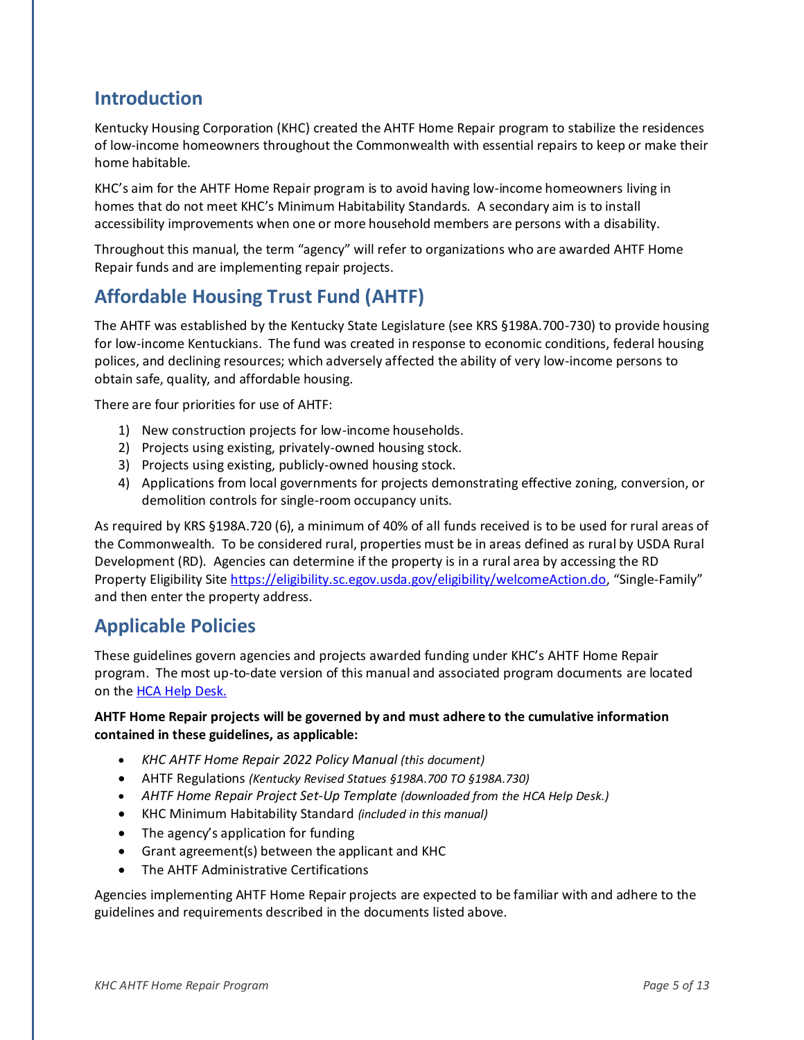## Introduction

Kentucky Housing Corporation (KHC) created the AHTF Home Repair program to stabilize the residences of low-income homeowners throughout the Commonwealth with essential repairs to keep or make their home habitable.

KHC's aim for the AHTF Home Repair program is to avoid having low-income homeowners living in homes that do not meet KHC's Minimum Habitability Standards. A secondary aim is to install accessibility improvements when one or more household members are persons with a disability.

Throughout this manual, the term "agency" will refer to organizations who are awarded AHTF Home Repair funds and are implementing repair projects.

## Affordable Housing Trust Fund (AHTF)

The AHTF was established by the Kentucky State Legislature (see KRS §198A.700-730) to provide housing for low-income Kentuckians. The fund was created in response to economic conditions, federal housing polices, and declining resources; which adversely affected the ability of very low-income persons to obtain safe, quality, and affordable housing.

There are four priorities for use of AHTF:

1) New construction projects for low-income households.
2) Projects using existing, privately-owned housing stock.
3) Projects using existing, publicly-owned housing stock.
4) Applications from local governments for projects demonstrating effective zoning, conversion, or demolition controls for single-room occupancy units.

As required by KRS §198A.720 (6), a minimum of 40% of all funds received is to be used for rural areas of the Commonwealth. To be considered rural, properties must be in areas defined as rural by USDA Rural Development (RD). Agencies can determine if the property is in a rural area by accessing the RD Property Eligibility Site https://eligibility.sc.egov.usda.gov/eligibility/welcomeAction.do, "Single-Family" and then enter the property address.

## Applicable Policies

These guidelines govern agencies and projects awarded funding under KHC's AHTF Home Repair program. The most up-to-date version of this manual and associated program documents are located on the HCA Help Desk.

**AHTF Home Repair projects will be governed by and must adhere to the cumulative information contained in these guidelines, as applicable:**

- *KHC AHTF Home Repair 2022 Policy Manual (this document)*
- AHTF Regulations *(Kentucky Revised Statues §198A.700 TO §198A.730)*
- *AHTF Home Repair Project Set-Up Template (downloaded from the HCA Help Desk.)*
- KHC Minimum Habitability Standard *(included in this manual)*
- The agency's application for funding
- Grant agreement(s) between the applicant and KHC
- The AHTF Administrative Certifications

Agencies implementing AHTF Home Repair projects are expected to be familiar with and adhere to the guidelines and requirements described in the documents listed above.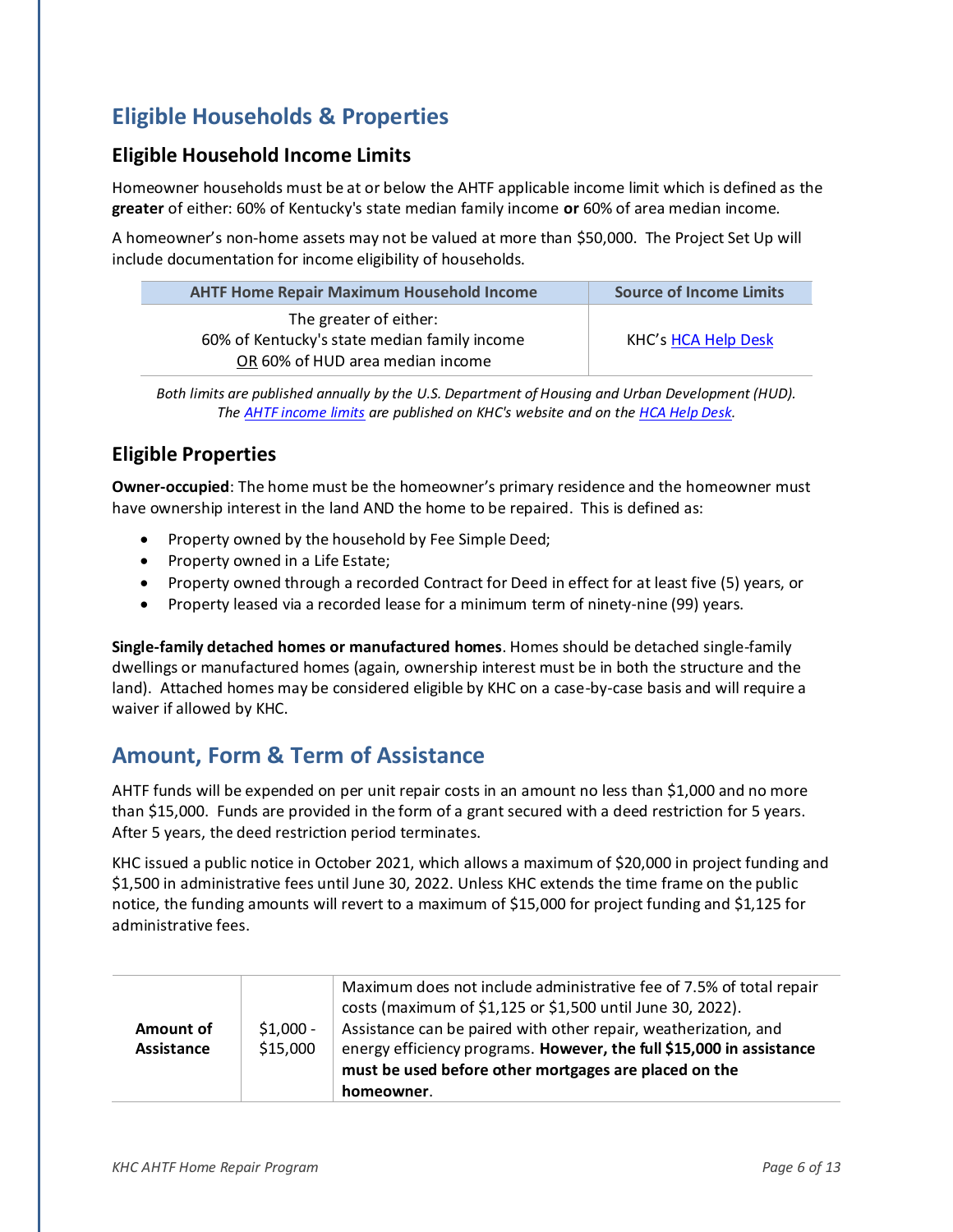## Eligible Households & Properties

### Eligible Household Income Limits

Homeowner households must be at or below the AHTF applicable income limit which is defined as the **greater** of either: 60% of Kentucky's state median family income **or** 60% of area median income.

A homeowner's non-home assets may not be valued at more than $50,000. The Project Set Up will include documentation for income eligibility of households.

| AHTF Home Repair Maximum Household Income | Source of Income Limits |
|---|---|
| The greater of either:<br>60% of Kentucky's state median family income<br>OR 60% of HUD area median income | KHC's HCA Help Desk |

*Both limits are published annually by the U.S. Department of Housing and Urban Development (HUD). The AHTF income limits are published on KHC's website and on the HCA Help Desk.*

### Eligible Properties

**Owner-occupied**: The home must be the homeowner's primary residence and the homeowner must have ownership interest in the land AND the home to be repaired. This is defined as:

- Property owned by the household by Fee Simple Deed;
- Property owned in a Life Estate;
- Property owned through a recorded Contract for Deed in effect for at least five (5) years, or
- Property leased via a recorded lease for a minimum term of ninety-nine (99) years.

**Single-family detached homes or manufactured homes**. Homes should be detached single-family dwellings or manufactured homes (again, ownership interest must be in both the structure and the land). Attached homes may be considered eligible by KHC on a case-by-case basis and will require a waiver if allowed by KHC.

## Amount, Form & Term of Assistance

AHTF funds will be expended on per unit repair costs in an amount no less than $1,000 and no more than $15,000. Funds are provided in the form of a grant secured with a deed restriction for 5 years. After 5 years, the deed restriction period terminates.

KHC issued a public notice in October 2021, which allows a maximum of $20,000 in project funding and $1,500 in administrative fees until June 30, 2022. Unless KHC extends the time frame on the public notice, the funding amounts will revert to a maximum of $15,000 for project funding and $1,125 for administrative fees.

| | | |
|---|---|---|
| **Amount of Assistance** | $1,000 - $15,000 | Maximum does not include administrative fee of 7.5% of total repair costs (maximum of $1,125 or $1,500 until June 30, 2022). Assistance can be paired with other repair, weatherization, and energy efficiency programs. **However, the full $15,000 in assistance must be used before other mortgages are placed on the homeowner**. |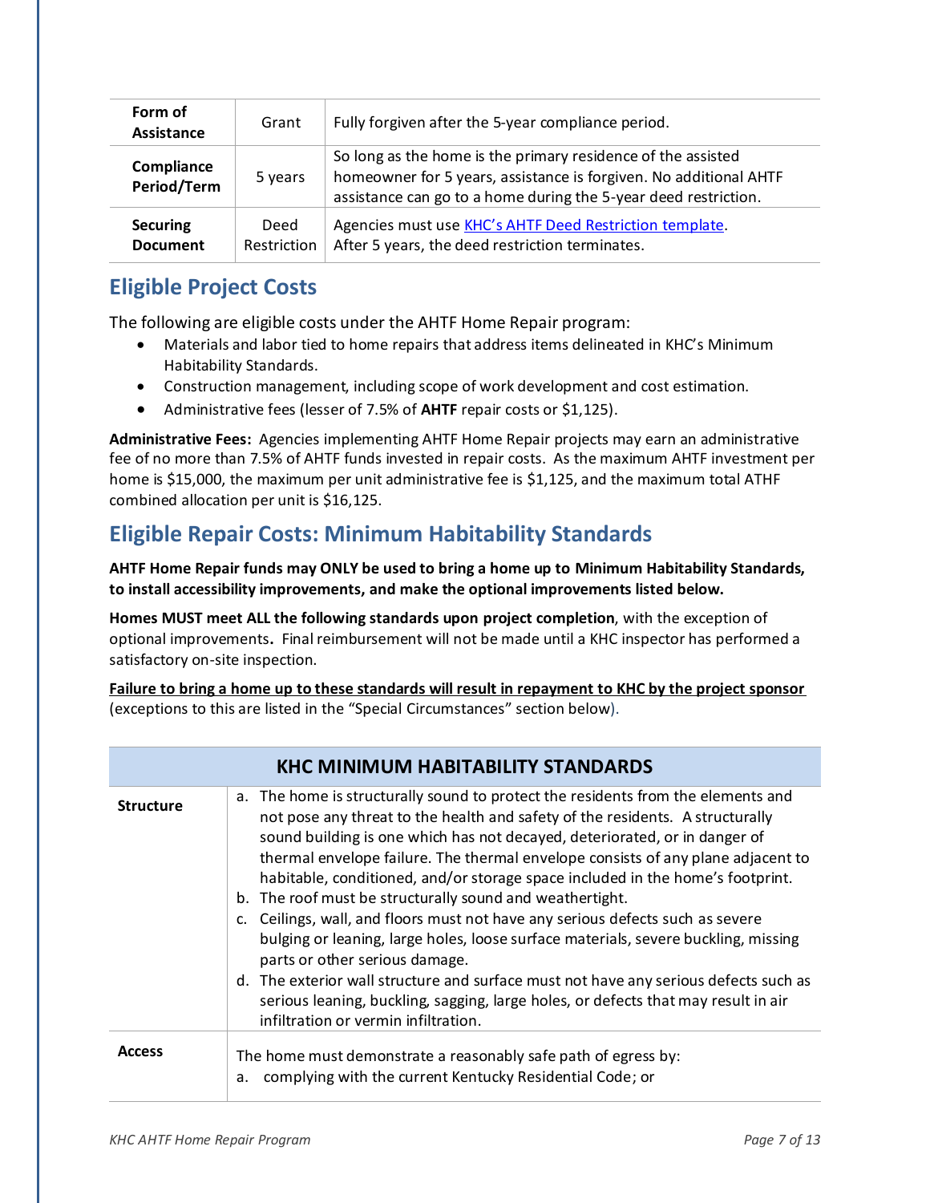| Form of Assistance | Grant | Fully forgiven after the 5-year compliance period. |
|---|---|---|
| **Compliance Period/Term** | 5 years | So long as the home is the primary residence of the assisted homeowner for 5 years, assistance is forgiven. No additional AHTF assistance can go to a home during the 5-year deed restriction. |
| **Securing Document** | Deed Restriction | Agencies must use [KHC's AHTF Deed Restriction template](). After 5 years, the deed restriction terminates. |

## Eligible Project Costs

The following are eligible costs under the AHTF Home Repair program:

- Materials and labor tied to home repairs that address items delineated in KHC's Minimum Habitability Standards.
- Construction management, including scope of work development and cost estimation.
- Administrative fees (lesser of 7.5% of **AHTF** repair costs or $1,125).

**Administrative Fees:** Agencies implementing AHTF Home Repair projects may earn an administrative fee of no more than 7.5% of AHTF funds invested in repair costs. As the maximum AHTF investment per home is $15,000, the maximum per unit administrative fee is $1,125, and the maximum total ATHF combined allocation per unit is $16,125.

## Eligible Repair Costs: Minimum Habitability Standards

**AHTF Home Repair funds may ONLY be used to bring a home up to Minimum Habitability Standards, to install accessibility improvements, and make the optional improvements listed below.**

**Homes MUST meet ALL the following standards upon project completion**, with the exception of optional improvements**.** Final reimbursement will not be made until a KHC inspector has performed a satisfactory on-site inspection.

**Failure to bring a home up to these standards will result in repayment to KHC by the project sponsor** (exceptions to this are listed in the "Special Circumstances" section below).

| KHC MINIMUM HABITABILITY STANDARDS | |
|---|---|
| **Structure** | a. The home is structurally sound to protect the residents from the elements and not pose any threat to the health and safety of the residents. A structurally sound building is one which has not decayed, deteriorated, or in danger of thermal envelope failure. The thermal envelope consists of any plane adjacent to habitable, conditioned, and/or storage space included in the home's footprint.<br>b. The roof must be structurally sound and weathertight.<br>c. Ceilings, wall, and floors must not have any serious defects such as severe bulging or leaning, large holes, loose surface materials, severe buckling, missing parts or other serious damage.<br>d. The exterior wall structure and surface must not have any serious defects such as serious leaning, buckling, sagging, large holes, or defects that may result in air infiltration or vermin infiltration. |
| **Access** | The home must demonstrate a reasonably safe path of egress by:<br>a. complying with the current Kentucky Residential Code; or |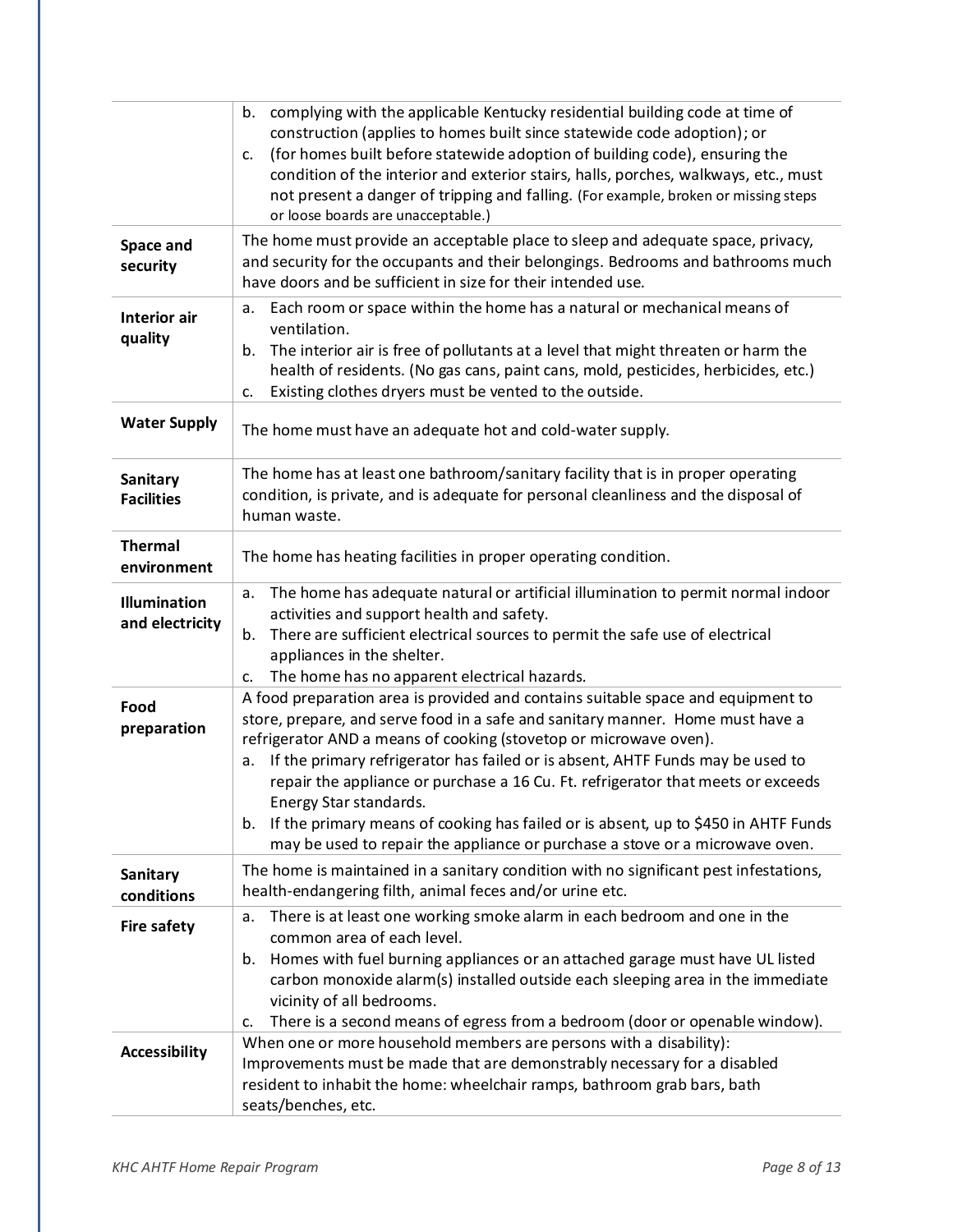| | |
|---|---|
| | b. complying with the applicable Kentucky residential building code at time of construction (applies to homes built since statewide code adoption); or<br>c. (for homes built before statewide adoption of building code), ensuring the condition of the interior and exterior stairs, halls, porches, walkways, etc., must not present a danger of tripping and falling. (For example, broken or missing steps or loose boards are unacceptable.) |
| **Space and security** | The home must provide an acceptable place to sleep and adequate space, privacy, and security for the occupants and their belongings. Bedrooms and bathrooms much have doors and be sufficient in size for their intended use. |
| **Interior air quality** | a. Each room or space within the home has a natural or mechanical means of ventilation.<br>b. The interior air is free of pollutants at a level that might threaten or harm the health of residents. (No gas cans, paint cans, mold, pesticides, herbicides, etc.)<br>c. Existing clothes dryers must be vented to the outside. |
| **Water Supply** | The home must have an adequate hot and cold-water supply. |
| **Sanitary Facilities** | The home has at least one bathroom/sanitary facility that is in proper operating condition, is private, and is adequate for personal cleanliness and the disposal of human waste. |
| **Thermal environment** | The home has heating facilities in proper operating condition. |
| **Illumination and electricity** | a. The home has adequate natural or artificial illumination to permit normal indoor activities and support health and safety.<br>b. There are sufficient electrical sources to permit the safe use of electrical appliances in the shelter.<br>c. The home has no apparent electrical hazards. |
| **Food preparation** | A food preparation area is provided and contains suitable space and equipment to store, prepare, and serve food in a safe and sanitary manner. Home must have a refrigerator AND a means of cooking (stovetop or microwave oven).<br>a. If the primary refrigerator has failed or is absent, AHTF Funds may be used to repair the appliance or purchase a 16 Cu. Ft. refrigerator that meets or exceeds Energy Star standards.<br>b. If the primary means of cooking has failed or is absent, up to $450 in AHTF Funds may be used to repair the appliance or purchase a stove or a microwave oven. |
| **Sanitary conditions** | The home is maintained in a sanitary condition with no significant pest infestations, health-endangering filth, animal feces and/or urine etc. |
| **Fire safety** | a. There is at least one working smoke alarm in each bedroom and one in the common area of each level.<br>b. Homes with fuel burning appliances or an attached garage must have UL listed carbon monoxide alarm(s) installed outside each sleeping area in the immediate vicinity of all bedrooms.<br>c. There is a second means of egress from a bedroom (door or openable window). |
| **Accessibility** | When one or more household members are persons with a disability):<br>Improvements must be made that are demonstrably necessary for a disabled resident to inhabit the home: wheelchair ramps, bathroom grab bars, bath seats/benches, etc. |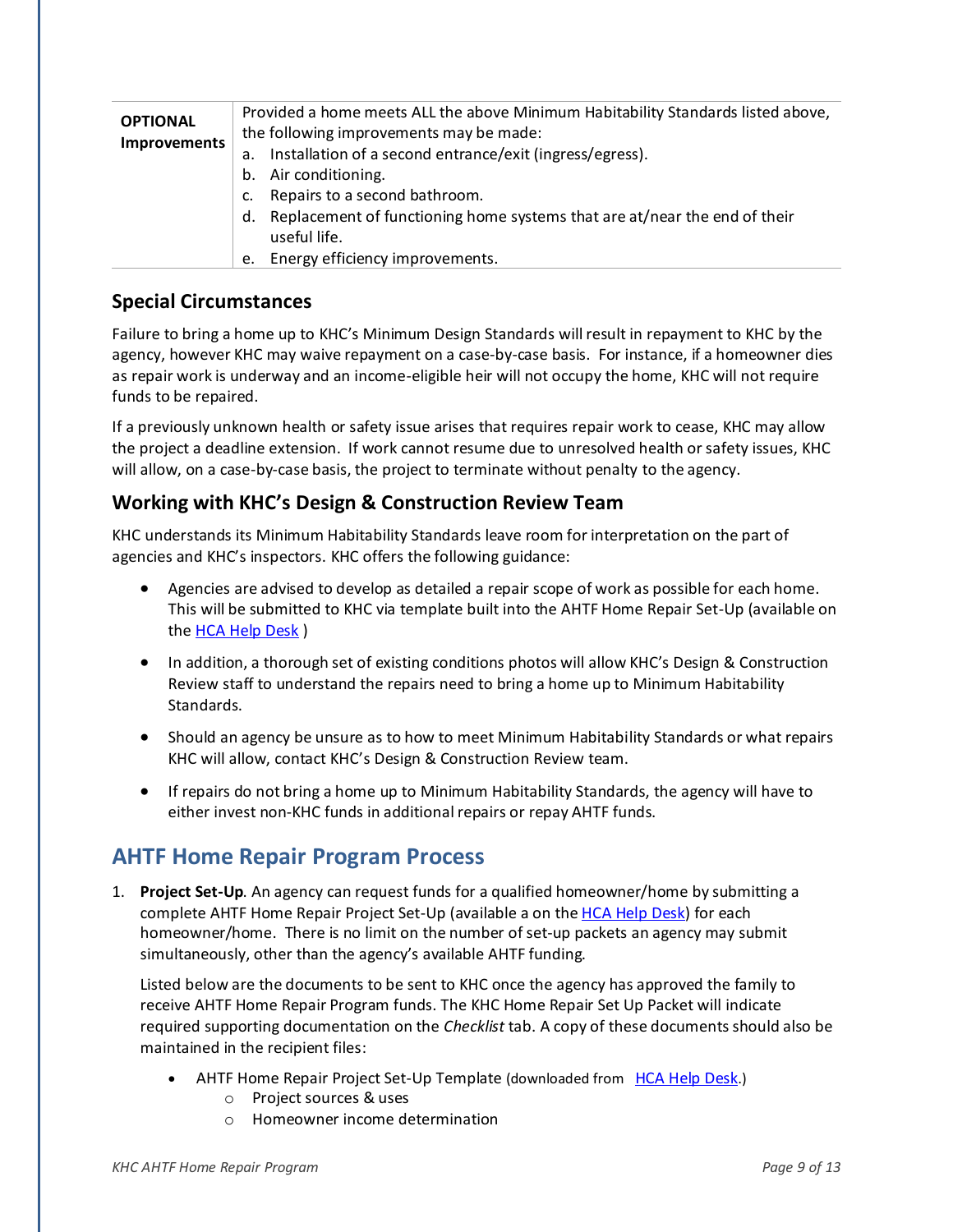| **OPTIONAL Improvements** | Provided a home meets ALL the above Minimum Habitability Standards listed above, the following improvements may be made:<br>a. Installation of a second entrance/exit (ingress/egress).<br>b. Air conditioning.<br>c. Repairs to a second bathroom.<br>d. Replacement of functioning home systems that are at/near the end of their useful life.<br>e. Energy efficiency improvements. |
|---|---|

### Special Circumstances

Failure to bring a home up to KHC's Minimum Design Standards will result in repayment to KHC by the agency, however KHC may waive repayment on a case-by-case basis. For instance, if a homeowner dies as repair work is underway and an income-eligible heir will not occupy the home, KHC will not require funds to be repaired.

If a previously unknown health or safety issue arises that requires repair work to cease, KHC may allow the project a deadline extension. If work cannot resume due to unresolved health or safety issues, KHC will allow, on a case-by-case basis, the project to terminate without penalty to the agency.

### Working with KHC's Design & Construction Review Team

KHC understands its Minimum Habitability Standards leave room for interpretation on the part of agencies and KHC's inspectors. KHC offers the following guidance:

- Agencies are advised to develop as detailed a repair scope of work as possible for each home. This will be submitted to KHC via template built into the AHTF Home Repair Set-Up (available on the HCA Help Desk )
- In addition, a thorough set of existing conditions photos will allow KHC's Design & Construction Review staff to understand the repairs need to bring a home up to Minimum Habitability Standards.
- Should an agency be unsure as to how to meet Minimum Habitability Standards or what repairs KHC will allow, contact KHC's Design & Construction Review team.
- If repairs do not bring a home up to Minimum Habitability Standards, the agency will have to either invest non-KHC funds in additional repairs or repay AHTF funds.

## AHTF Home Repair Program Process

1. **Project Set-Up**. An agency can request funds for a qualified homeowner/home by submitting a complete AHTF Home Repair Project Set-Up (available a on the HCA Help Desk) for each homeowner/home. There is no limit on the number of set-up packets an agency may submit simultaneously, other than the agency's available AHTF funding.

   Listed below are the documents to be sent to KHC once the agency has approved the family to receive AHTF Home Repair Program funds. The KHC Home Repair Set Up Packet will indicate required supporting documentation on the *Checklist* tab. A copy of these documents should also be maintained in the recipient files:

   - AHTF Home Repair Project Set-Up Template (downloaded from HCA Help Desk.)
     - Project sources & uses
     - Homeowner income determination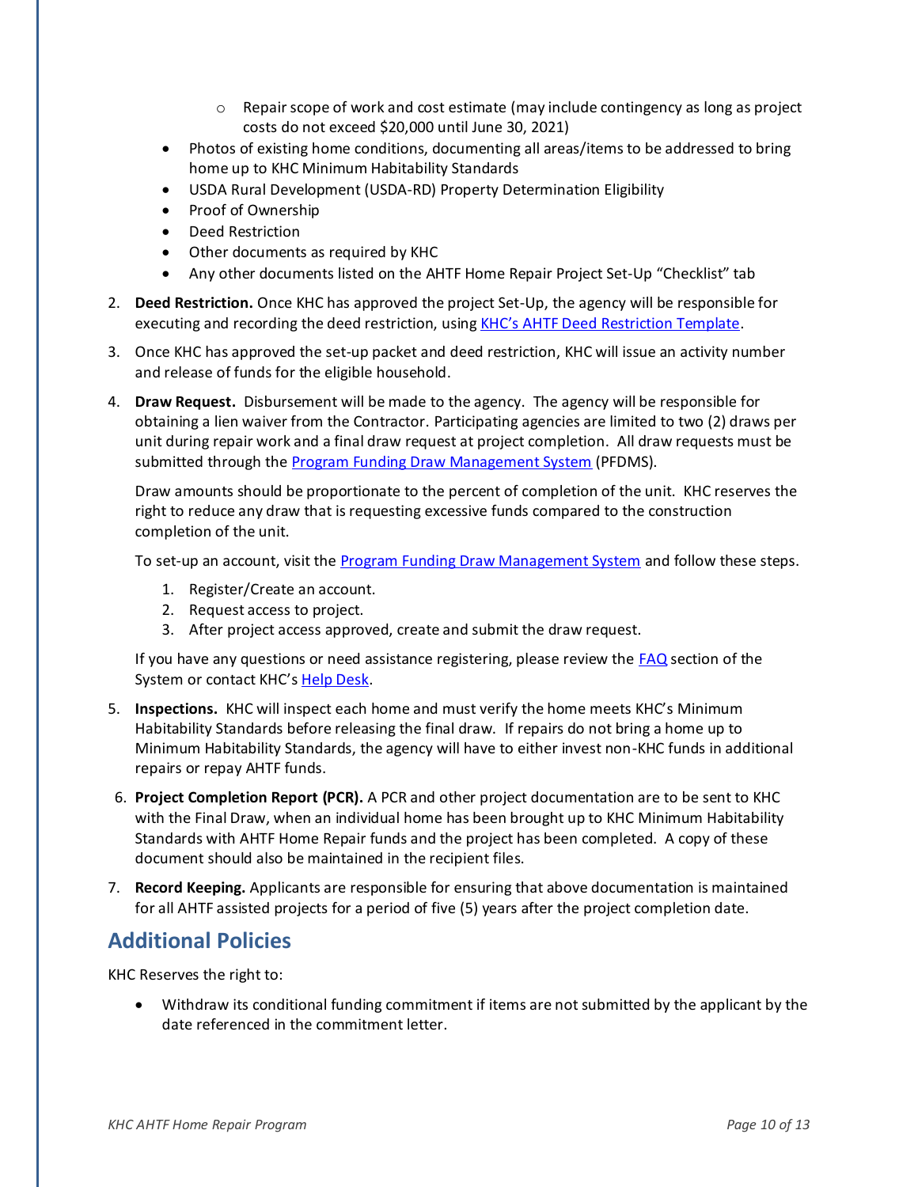- Repair scope of work and cost estimate (may include contingency as long as project costs do not exceed $20,000 until June 30, 2021)
- Photos of existing home conditions, documenting all areas/items to be addressed to bring home up to KHC Minimum Habitability Standards
- USDA Rural Development (USDA-RD) Property Determination Eligibility
- Proof of Ownership
- Deed Restriction
- Other documents as required by KHC
- Any other documents listed on the AHTF Home Repair Project Set-Up "Checklist" tab

2. **Deed Restriction.** Once KHC has approved the project Set-Up, the agency will be responsible for executing and recording the deed restriction, using KHC's AHTF Deed Restriction Template.

3. Once KHC has approved the set-up packet and deed restriction, KHC will issue an activity number and release of funds for the eligible household.

4. **Draw Request.** Disbursement will be made to the agency. The agency will be responsible for obtaining a lien waiver from the Contractor. Participating agencies are limited to two (2) draws per unit during repair work and a final draw request at project completion. All draw requests must be submitted through the Program Funding Draw Management System (PFDMS).

   Draw amounts should be proportionate to the percent of completion of the unit. KHC reserves the right to reduce any draw that is requesting excessive funds compared to the construction completion of the unit.

   To set-up an account, visit the Program Funding Draw Management System and follow these steps.

   1. Register/Create an account.
   2. Request access to project.
   3. After project access approved, create and submit the draw request.

   If you have any questions or need assistance registering, please review the FAQ section of the System or contact KHC's Help Desk.

5. **Inspections.** KHC will inspect each home and must verify the home meets KHC's Minimum Habitability Standards before releasing the final draw. If repairs do not bring a home up to Minimum Habitability Standards, the agency will have to either invest non-KHC funds in additional repairs or repay AHTF funds.

6. **Project Completion Report (PCR).** A PCR and other project documentation are to be sent to KHC with the Final Draw, when an individual home has been brought up to KHC Minimum Habitability Standards with AHTF Home Repair funds and the project has been completed. A copy of these document should also be maintained in the recipient files.

7. **Record Keeping.** Applicants are responsible for ensuring that above documentation is maintained for all AHTF assisted projects for a period of five (5) years after the project completion date.

## Additional Policies

KHC Reserves the right to:

- Withdraw its conditional funding commitment if items are not submitted by the applicant by the date referenced in the commitment letter.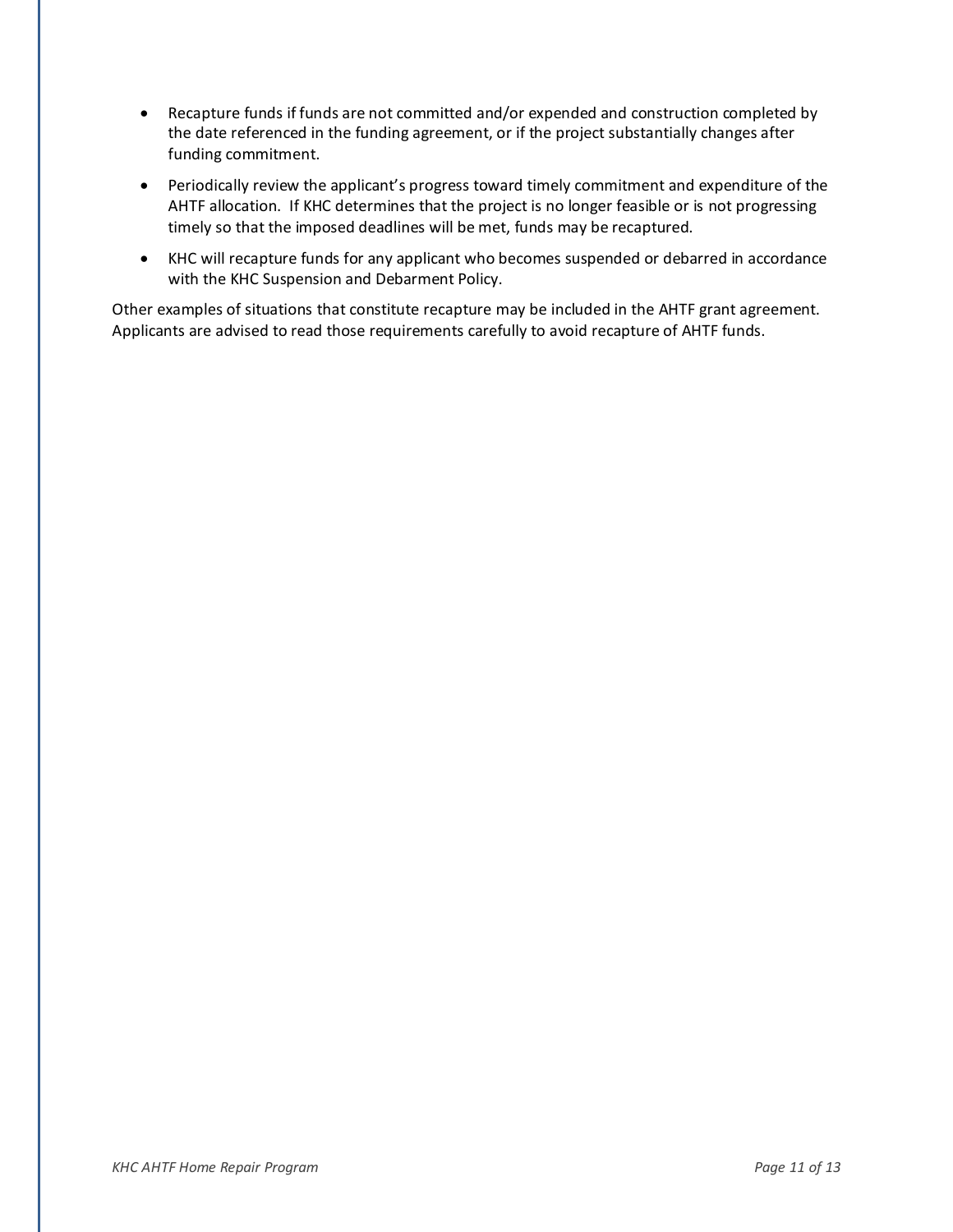- Recapture funds if funds are not committed and/or expended and construction completed by the date referenced in the funding agreement, or if the project substantially changes after funding commitment.
- Periodically review the applicant's progress toward timely commitment and expenditure of the AHTF allocation. If KHC determines that the project is no longer feasible or is not progressing timely so that the imposed deadlines will be met, funds may be recaptured.
- KHC will recapture funds for any applicant who becomes suspended or debarred in accordance with the KHC Suspension and Debarment Policy.

Other examples of situations that constitute recapture may be included in the AHTF grant agreement. Applicants are advised to read those requirements carefully to avoid recapture of AHTF funds.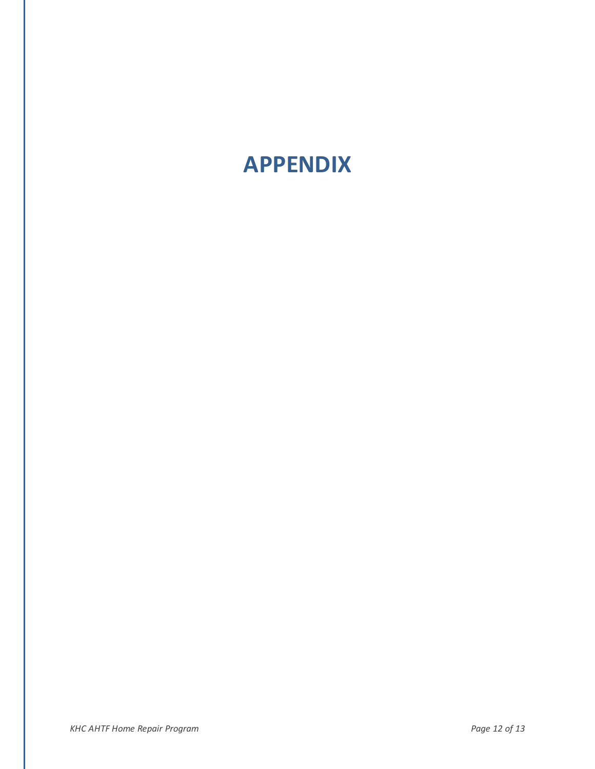# APPENDIX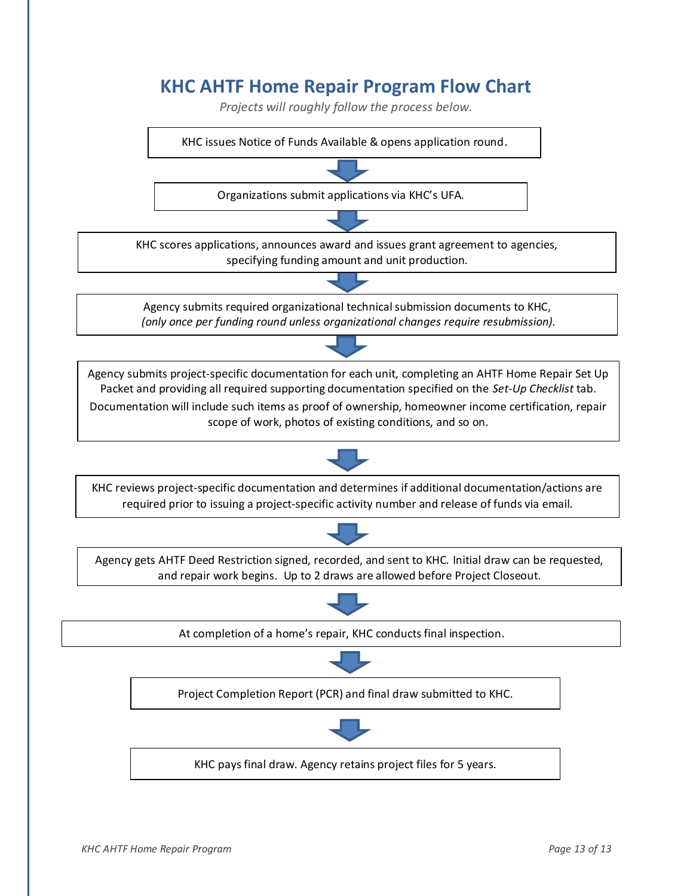# KHC AHTF Home Repair Program Flow Chart

*Projects will roughly follow the process below.*

KHC issues Notice of Funds Available & opens application round.

↓

Organizations submit applications via KHC's UFA.

↓

KHC scores applications, announces award and issues grant agreement to agencies, specifying funding amount and unit production.

↓

Agency submits required organizational technical submission documents to KHC, *(only once per funding round unless organizational changes require resubmission).*

↓

Agency submits project-specific documentation for each unit, completing an AHTF Home Repair Set Up Packet and providing all required supporting documentation specified on the *Set-Up Checklist* tab.

Documentation will include such items as proof of ownership, homeowner income certification, repair scope of work, photos of existing conditions, and so on.

↓

KHC reviews project-specific documentation and determines if additional documentation/actions are required prior to issuing a project-specific activity number and release of funds via email.

↓

Agency gets AHTF Deed Restriction signed, recorded, and sent to KHC. Initial draw can be requested, and repair work begins. Up to 2 draws are allowed before Project Closeout.

↓

At completion of a home's repair, KHC conducts final inspection.

↓

Project Completion Report (PCR) and final draw submitted to KHC.

↓

KHC pays final draw. Agency retains project files for 5 years.